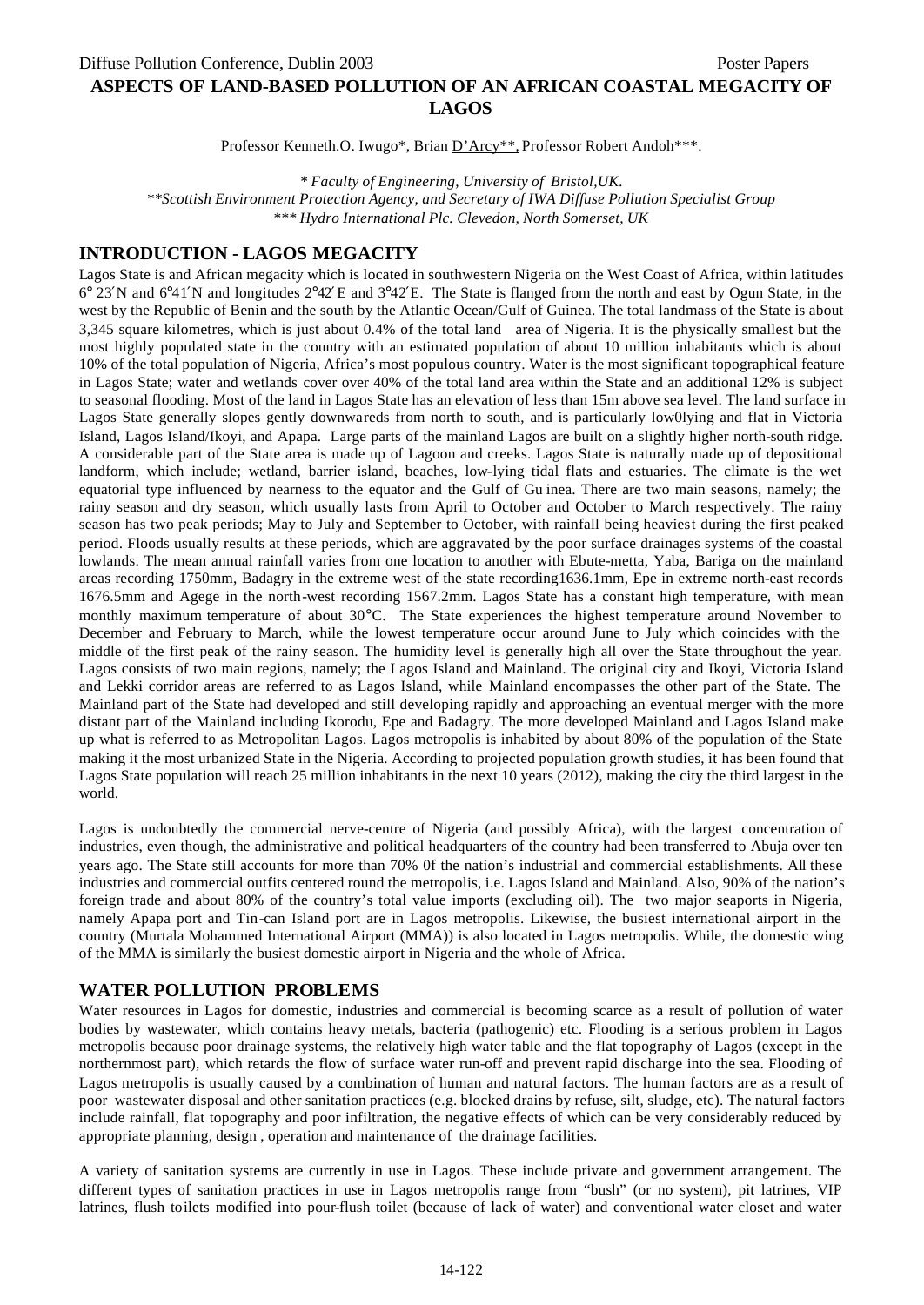# ASPECTS OF LAND-BASED POLLUTION OF AN AFRICAN COASTAL MEGACITY OF LAGOS

Professor Kenneth.O. Iwugo*, Brian D'Arcy**, Professor Robert Andoh***.

*\* Faculty of Engineering, University of Bristol,UK.*
*\*\*Scottish Environment Protection Agency, and Secretary of IWA Diffuse Pollution Specialist Group*
*\*\*\* Hydro International Plc. Clevedon, North Somerset, UK*

## INTRODUCTION - LAGOS MEGACITY

Lagos State is and African megacity which is located in southwestern Nigeria on the West Coast of Africa, within latitudes 6° 23′N and 6°41′N and longitudes 2°42′E and 3°42′E. The State is flanged from the north and east by Ogun State, in the west by the Republic of Benin and the south by the Atlantic Ocean/Gulf of Guinea. The total landmass of the State is about 3,345 square kilometres, which is just about 0.4% of the total land area of Nigeria. It is the physically smallest but the most highly populated state in the country with an estimated population of about 10 million inhabitants which is about 10% of the total population of Nigeria, Africa's most populous country. Water is the most significant topographical feature in Lagos State; water and wetlands cover over 40% of the total land area within the State and an additional 12% is subject to seasonal flooding. Most of the land in Lagos State has an elevation of less than 15m above sea level. The land surface in Lagos State generally slopes gently downwareds from north to south, and is particularly low0lying and flat in Victoria Island, Lagos Island/Ikoyi, and Apapa. Large parts of the mainland Lagos are built on a slightly higher north-south ridge. A considerable part of the State area is made up of Lagoon and creeks. Lagos State is naturally made up of depositional landform, which include; wetland, barrier island, beaches, low-lying tidal flats and estuaries. The climate is the wet equatorial type influenced by nearness to the equator and the Gulf of Gu inea. There are two main seasons, namely; the rainy season and dry season, which usually lasts from April to October and October to March respectively. The rainy season has two peak periods; May to July and September to October, with rainfall being heaviest during the first peaked period. Floods usually results at these periods, which are aggravated by the poor surface drainages systems of the coastal lowlands. The mean annual rainfall varies from one location to another with Ebute-metta, Yaba, Bariga on the mainland areas recording 1750mm, Badagry in the extreme west of the state recording1636.1mm, Epe in extreme north-east records 1676.5mm and Agege in the north-west recording 1567.2mm. Lagos State has a constant high temperature, with mean monthly maximum temperature of about 30°C. The State experiences the highest temperature around November to December and February to March, while the lowest temperature occur around June to July which coincides with the middle of the first peak of the rainy season. The humidity level is generally high all over the State throughout the year. Lagos consists of two main regions, namely; the Lagos Island and Mainland. The original city and Ikoyi, Victoria Island and Lekki corridor areas are referred to as Lagos Island, while Mainland encompasses the other part of the State. The Mainland part of the State had developed and still developing rapidly and approaching an eventual merger with the more distant part of the Mainland including Ikorodu, Epe and Badagry. The more developed Mainland and Lagos Island make up what is referred to as Metropolitan Lagos. Lagos metropolis is inhabited by about 80% of the population of the State making it the most urbanized State in the Nigeria. According to projected population growth studies, it has been found that Lagos State population will reach 25 million inhabitants in the next 10 years (2012), making the city the third largest in the world.

Lagos is undoubtedly the commercial nerve-centre of Nigeria (and possibly Africa), with the largest concentration of industries, even though, the administrative and political headquarters of the country had been transferred to Abuja over ten years ago. The State still accounts for more than 70% 0f the nation's industrial and commercial establishments. All these industries and commercial outfits centered round the metropolis, i.e. Lagos Island and Mainland. Also, 90% of the nation's foreign trade and about 80% of the country's total value imports (excluding oil). The two major seaports in Nigeria, namely Apapa port and Tin-can Island port are in Lagos metropolis. Likewise, the busiest international airport in the country (Murtala Mohammed International Airport (MMA)) is also located in Lagos metropolis. While, the domestic wing of the MMA is similarly the busiest domestic airport in Nigeria and the whole of Africa.

## WATER POLLUTION PROBLEMS

Water resources in Lagos for domestic, industries and commercial is becoming scarce as a result of pollution of water bodies by wastewater, which contains heavy metals, bacteria (pathogenic) etc. Flooding is a serious problem in Lagos metropolis because poor drainage systems, the relatively high water table and the flat topography of Lagos (except in the northernmost part), which retards the flow of surface water run-off and prevent rapid discharge into the sea. Flooding of Lagos metropolis is usually caused by a combination of human and natural factors. The human factors are as a result of poor wastewater disposal and other sanitation practices (e.g. blocked drains by refuse, silt, sludge, etc). The natural factors include rainfall, flat topography and poor infiltration, the negative effects of which can be very considerably reduced by appropriate planning, design , operation and maintenance of the drainage facilities.

A variety of sanitation systems are currently in use in Lagos. These include private and government arrangement. The different types of sanitation practices in use in Lagos metropolis range from "bush" (or no system), pit latrines, VIP latrines, flush toilets modified into pour-flush toilet (because of lack of water) and conventional water closet and water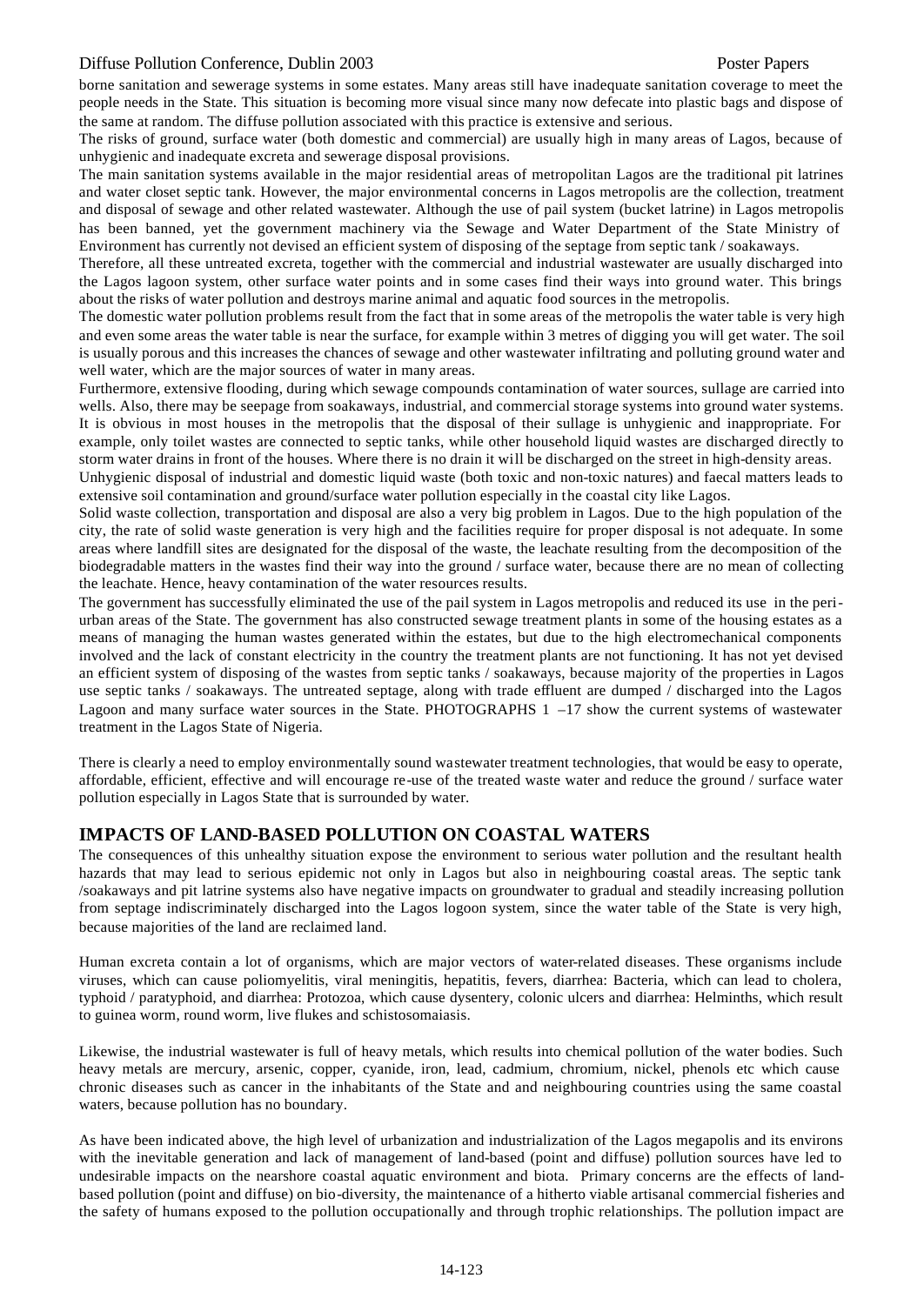borne sanitation and sewerage systems in some estates. Many areas still have inadequate sanitation coverage to meet the people needs in the State. This situation is becoming more visual since many now defecate into plastic bags and dispose of the same at random. The diffuse pollution associated with this practice is extensive and serious.

The risks of ground, surface water (both domestic and commercial) are usually high in many areas of Lagos, because of unhygienic and inadequate excreta and sewerage disposal provisions.

The main sanitation systems available in the major residential areas of metropolitan Lagos are the traditional pit latrines and water closet septic tank. However, the major environmental concerns in Lagos metropolis are the collection, treatment and disposal of sewage and other related wastewater. Although the use of pail system (bucket latrine) in Lagos metropolis has been banned, yet the government machinery via the Sewage and Water Department of the State Ministry of Environment has currently not devised an efficient system of disposing of the septage from septic tank / soakaways.

Therefore, all these untreated excreta, together with the commercial and industrial wastewater are usually discharged into the Lagos lagoon system, other surface water points and in some cases find their ways into ground water. This brings about the risks of water pollution and destroys marine animal and aquatic food sources in the metropolis.

The domestic water pollution problems result from the fact that in some areas of the metropolis the water table is very high and even some areas the water table is near the surface, for example within 3 metres of digging you will get water. The soil is usually porous and this increases the chances of sewage and other wastewater infiltrating and polluting ground water and well water, which are the major sources of water in many areas.

Furthermore, extensive flooding, during which sewage compounds contamination of water sources, sullage are carried into wells. Also, there may be seepage from soakaways, industrial, and commercial storage systems into ground water systems. It is obvious in most houses in the metropolis that the disposal of their sullage is unhygienic and inappropriate. For example, only toilet wastes are connected to septic tanks, while other household liquid wastes are discharged directly to storm water drains in front of the houses. Where there is no drain it will be discharged on the street in high-density areas.

Unhygienic disposal of industrial and domestic liquid waste (both toxic and non-toxic natures) and faecal matters leads to extensive soil contamination and ground/surface water pollution especially in the coastal city like Lagos.

Solid waste collection, transportation and disposal are also a very big problem in Lagos. Due to the high population of the city, the rate of solid waste generation is very high and the facilities require for proper disposal is not adequate. In some areas where landfill sites are designated for the disposal of the waste, the leachate resulting from the decomposition of the biodegradable matters in the wastes find their way into the ground / surface water, because there are no mean of collecting the leachate. Hence, heavy contamination of the water resources results.

The government has successfully eliminated the use of the pail system in Lagos metropolis and reduced its use in the peri-urban areas of the State. The government has also constructed sewage treatment plants in some of the housing estates as a means of managing the human wastes generated within the estates, but due to the high electromechanical components involved and the lack of constant electricity in the country the treatment plants are not functioning. It has not yet devised an efficient system of disposing of the wastes from septic tanks / soakaways, because majority of the properties in Lagos use septic tanks / soakaways. The untreated septage, along with trade effluent are dumped / discharged into the Lagos Lagoon and many surface water sources in the State. PHOTOGRAPHS 1 –17 show the current systems of wastewater treatment in the Lagos State of Nigeria.

There is clearly a need to employ environmentally sound wastewater treatment technologies, that would be easy to operate, affordable, efficient, effective and will encourage re-use of the treated waste water and reduce the ground / surface water pollution especially in Lagos State that is surrounded by water.

## IMPACTS OF LAND-BASED POLLUTION ON COASTAL WATERS

The consequences of this unhealthy situation expose the environment to serious water pollution and the resultant health hazards that may lead to serious epidemic not only in Lagos but also in neighbouring coastal areas. The septic tank /soakaways and pit latrine systems also have negative impacts on groundwater to gradual and steadily increasing pollution from septage indiscriminately discharged into the Lagos logoon system, since the water table of the State is very high, because majorities of the land are reclaimed land.

Human excreta contain a lot of organisms, which are major vectors of water-related diseases. These organisms include viruses, which can cause poliomyelitis, viral meningitis, hepatitis, fevers, diarrhea: Bacteria, which can lead to cholera, typhoid / paratyphoid, and diarrhea: Protozoa, which cause dysentery, colonic ulcers and diarrhea: Helminths, which result to guinea worm, round worm, live flukes and schistosomaiasis.

Likewise, the industrial wastewater is full of heavy metals, which results into chemical pollution of the water bodies. Such heavy metals are mercury, arsenic, copper, cyanide, iron, lead, cadmium, chromium, nickel, phenols etc which cause chronic diseases such as cancer in the inhabitants of the State and and neighbouring countries using the same coastal waters, because pollution has no boundary.

As have been indicated above, the high level of urbanization and industrialization of the Lagos megapolis and its environs with the inevitable generation and lack of management of land-based (point and diffuse) pollution sources have led to undesirable impacts on the nearshore coastal aquatic environment and biota. Primary concerns are the effects of land-based pollution (point and diffuse) on bio-diversity, the maintenance of a hitherto viable artisanal commercial fisheries and the safety of humans exposed to the pollution occupationally and through trophic relationships. The pollution impact are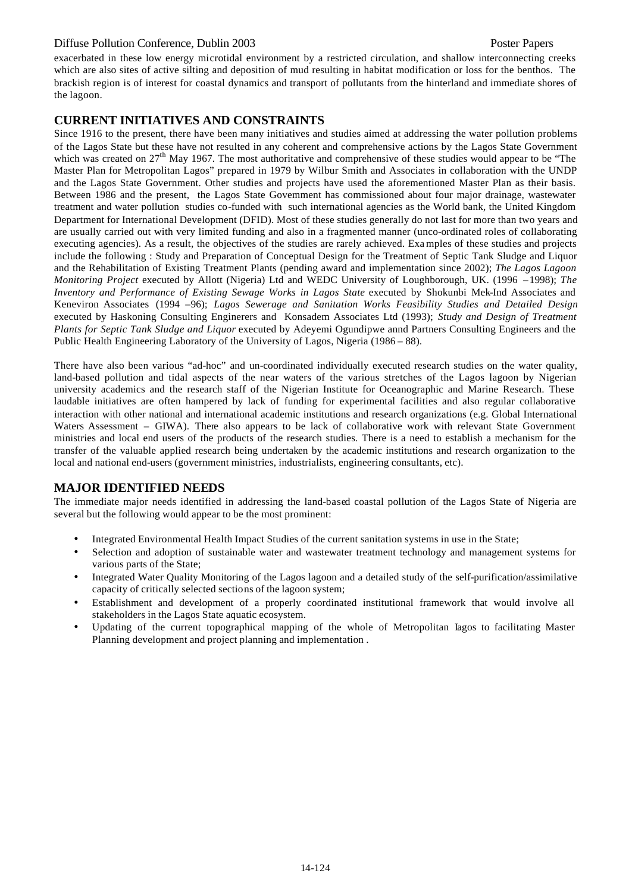exacerbated in these low energy microtidal environment by a restricted circulation, and shallow interconnecting creeks which are also sites of active silting and deposition of mud resulting in habitat modification or loss for the benthos. The brackish region is of interest for coastal dynamics and transport of pollutants from the hinterland and immediate shores of the lagoon.

## CURRENT INITIATIVES AND CONSTRAINTS

Since 1916 to the present, there have been many initiatives and studies aimed at addressing the water pollution problems of the Lagos State but these have not resulted in any coherent and comprehensive actions by the Lagos State Government which was created on 27th May 1967. The most authoritative and comprehensive of these studies would appear to be "The Master Plan for Metropolitan Lagos" prepared in 1979 by Wilbur Smith and Associates in collaboration with the UNDP and the Lagos State Government. Other studies and projects have used the aforementioned Master Plan as their basis. Between 1986 and the present, the Lagos State Government has commissioned about four major drainage, wastewater treatment and water pollution studies co-funded with such international agencies as the World bank, the United Kingdom Department for International Development (DFID). Most of these studies generally do not last for more than two years and are usually carried out with very limited funding and also in a fragmented manner (unco-ordinated roles of collaborating executing agencies). As a result, the objectives of the studies are rarely achieved. Examples of these studies and projects include the following : Study and Preparation of Conceptual Design for the Treatment of Septic Tank Sludge and Liquor and the Rehabilitation of Existing Treatment Plants (pending award and implementation since 2002); *The Lagos Lagoon Monitoring Project* executed by Allott (Nigeria) Ltd and WEDC University of Loughborough, UK. (1996 –1998); *The Inventory and Performance of Existing Sewage Works in Lagos State* executed by Shokunbi Mek-Ind Associates and Keneviron Associates (1994 –96); *Lagos Sewerage and Sanitation Works Feasibility Studies and Detailed Design* executed by Haskoning Consulting Enginerers and Konsadem Associates Ltd (1993); *Study and Design of Treatment Plants for Septic Tank Sludge and Liquor* executed by Adeyemi Ogundipwe annd Partners Consulting Engineers and the Public Health Engineering Laboratory of the University of Lagos, Nigeria (1986 – 88).

There have also been various "ad-hoc" and un-coordinated individually executed research studies on the water quality, land-based pollution and tidal aspects of the near waters of the various stretches of the Lagos lagoon by Nigerian university academics and the research staff of the Nigerian Institute for Oceanographic and Marine Research. These laudable initiatives are often hampered by lack of funding for experimental facilities and also regular collaborative interaction with other national and international academic institutions and research organizations (e.g. Global International Waters Assessment – GIWA). There also appears to be lack of collaborative work with relevant State Government ministries and local end users of the products of the research studies. There is a need to establish a mechanism for the transfer of the valuable applied research being undertaken by the academic institutions and research organization to the local and national end-users (government ministries, industrialists, engineering consultants, etc).

## MAJOR IDENTIFIED NEEDS

The immediate major needs identified in addressing the land-based coastal pollution of the Lagos State of Nigeria are several but the following would appear to be the most prominent:

- Integrated Environmental Health Impact Studies of the current sanitation systems in use in the State;
- Selection and adoption of sustainable water and wastewater treatment technology and management systems for various parts of the State;
- Integrated Water Quality Monitoring of the Lagos lagoon and a detailed study of the self-purification/assimilative capacity of critically selected sections of the lagoon system;
- Establishment and development of a properly coordinated institutional framework that would involve all stakeholders in the Lagos State aquatic ecosystem.
- Updating of the current topographical mapping of the whole of Metropolitan Lagos to facilitating Master Planning development and project planning and implementation .